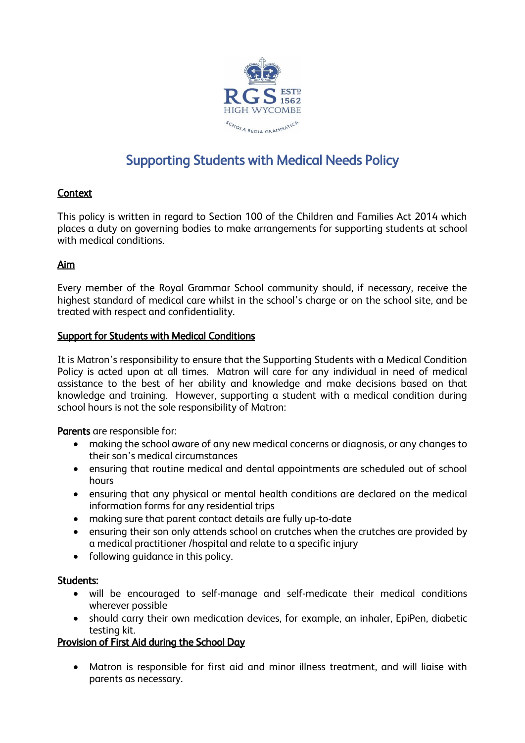# Supporting Students with Medical Needs Policy

## Context

This policy is written in regard to Section 100 of the Children and Families Act 2014 which places a duty on governing bodies to make arrangements for supporting students at school with medical conditions.

## Aim

Every member of the Royal Grammar School community should, if necessary, receive the highest standard of medical care whilst in the school's charge or on the school site, and be treated with respect and confidentiality.

## Support for Students with Medical Conditions

It is Matron's responsibility to ensure that the Supporting Students with a Medical Condition Policy is acted upon at all times. Matron will care for any individual in need of medical assistance to the best of her ability and knowledge and make decisions based on that knowledge and training. However, supporting a student with a medical condition during school hours is not the sole responsibility of Matron:

**Parents** are responsible for:

- making the school aware of any new medical concerns or diagnosis, or any changes to their son's medical circumstances
- ensuring that routine medical and dental appointments are scheduled out of school hours
- ensuring that any physical or mental health conditions are declared on the medical information forms for any residential trips
- making sure that parent contact details are fully up-to-date
- ensuring their son only attends school on crutches when the crutches are provided by a medical practitioner /hospital and relate to a specific injury
- following guidance in this policy.

**Students:**

- will be encouraged to self-manage and self-medicate their medical conditions wherever possible
- should carry their own medication devices, for example, an inhaler, EpiPen, diabetic testing kit.

## Provision of First Aid during the School Day

- Matron is responsible for first aid and minor illness treatment, and will liaise with parents as necessary.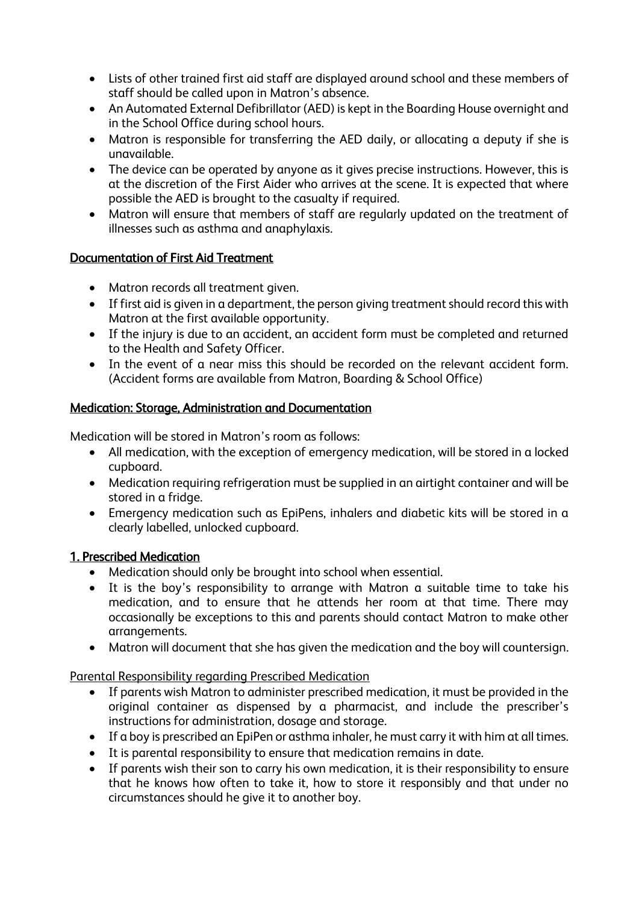- Lists of other trained first aid staff are displayed around school and these members of staff should be called upon in Matron's absence.
- An Automated External Defibrillator (AED) is kept in the Boarding House overnight and in the School Office during school hours.
- Matron is responsible for transferring the AED daily, or allocating a deputy if she is unavailable.
- The device can be operated by anyone as it gives precise instructions. However, this is at the discretion of the First Aider who arrives at the scene. It is expected that where possible the AED is brought to the casualty if required.
- Matron will ensure that members of staff are regularly updated on the treatment of illnesses such as asthma and anaphylaxis.

## Documentation of First Aid Treatment

- Matron records all treatment given.
- If first aid is given in a department, the person giving treatment should record this with Matron at the first available opportunity.
- If the injury is due to an accident, an accident form must be completed and returned to the Health and Safety Officer.
- In the event of a near miss this should be recorded on the relevant accident form. (Accident forms are available from Matron, Boarding & School Office)

## Medication: Storage, Administration and Documentation

Medication will be stored in Matron's room as follows:

- All medication, with the exception of emergency medication, will be stored in a locked cupboard.
- Medication requiring refrigeration must be supplied in an airtight container and will be stored in a fridge.
- Emergency medication such as EpiPens, inhalers and diabetic kits will be stored in a clearly labelled, unlocked cupboard.

## 1. Prescribed Medication

- Medication should only be brought into school when essential.
- It is the boy's responsibility to arrange with Matron a suitable time to take his medication, and to ensure that he attends her room at that time. There may occasionally be exceptions to this and parents should contact Matron to make other arrangements.
- Matron will document that she has given the medication and the boy will countersign.

Parental Responsibility regarding Prescribed Medication

- If parents wish Matron to administer prescribed medication, it must be provided in the original container as dispensed by a pharmacist, and include the prescriber's instructions for administration, dosage and storage.
- If a boy is prescribed an EpiPen or asthma inhaler, he must carry it with him at all times.
- It is parental responsibility to ensure that medication remains in date.
- If parents wish their son to carry his own medication, it is their responsibility to ensure that he knows how often to take it, how to store it responsibly and that under no circumstances should he give it to another boy.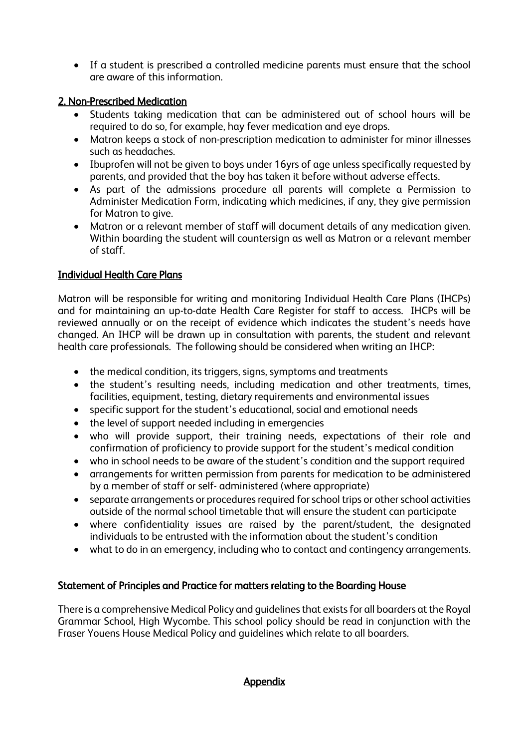- If a student is prescribed a controlled medicine parents must ensure that the school are aware of this information.

## 2. Non-Prescribed Medication

- Students taking medication that can be administered out of school hours will be required to do so, for example, hay fever medication and eye drops.
- Matron keeps a stock of non-prescription medication to administer for minor illnesses such as headaches.
- Ibuprofen will not be given to boys under 16yrs of age unless specifically requested by parents, and provided that the boy has taken it before without adverse effects.
- As part of the admissions procedure all parents will complete a Permission to Administer Medication Form, indicating which medicines, if any, they give permission for Matron to give.
- Matron or a relevant member of staff will document details of any medication given. Within boarding the student will countersign as well as Matron or a relevant member of staff.

## Individual Health Care Plans

Matron will be responsible for writing and monitoring Individual Health Care Plans (IHCPs) and for maintaining an up-to-date Health Care Register for staff to access. IHCPs will be reviewed annually or on the receipt of evidence which indicates the student's needs have changed. An IHCP will be drawn up in consultation with parents, the student and relevant health care professionals. The following should be considered when writing an IHCP:

- the medical condition, its triggers, signs, symptoms and treatments
- the student's resulting needs, including medication and other treatments, times, facilities, equipment, testing, dietary requirements and environmental issues
- specific support for the student's educational, social and emotional needs
- the level of support needed including in emergencies
- who will provide support, their training needs, expectations of their role and confirmation of proficiency to provide support for the student's medical condition
- who in school needs to be aware of the student's condition and the support required
- arrangements for written permission from parents for medication to be administered by a member of staff or self- administered (where appropriate)
- separate arrangements or procedures required for school trips or other school activities outside of the normal school timetable that will ensure the student can participate
- where confidentiality issues are raised by the parent/student, the designated individuals to be entrusted with the information about the student's condition
- what to do in an emergency, including who to contact and contingency arrangements.

## Statement of Principles and Practice for matters relating to the Boarding House

There is a comprehensive Medical Policy and guidelines that exists for all boarders at the Royal Grammar School, High Wycombe. This school policy should be read in conjunction with the Fraser Youens House Medical Policy and guidelines which relate to all boarders.

## Appendix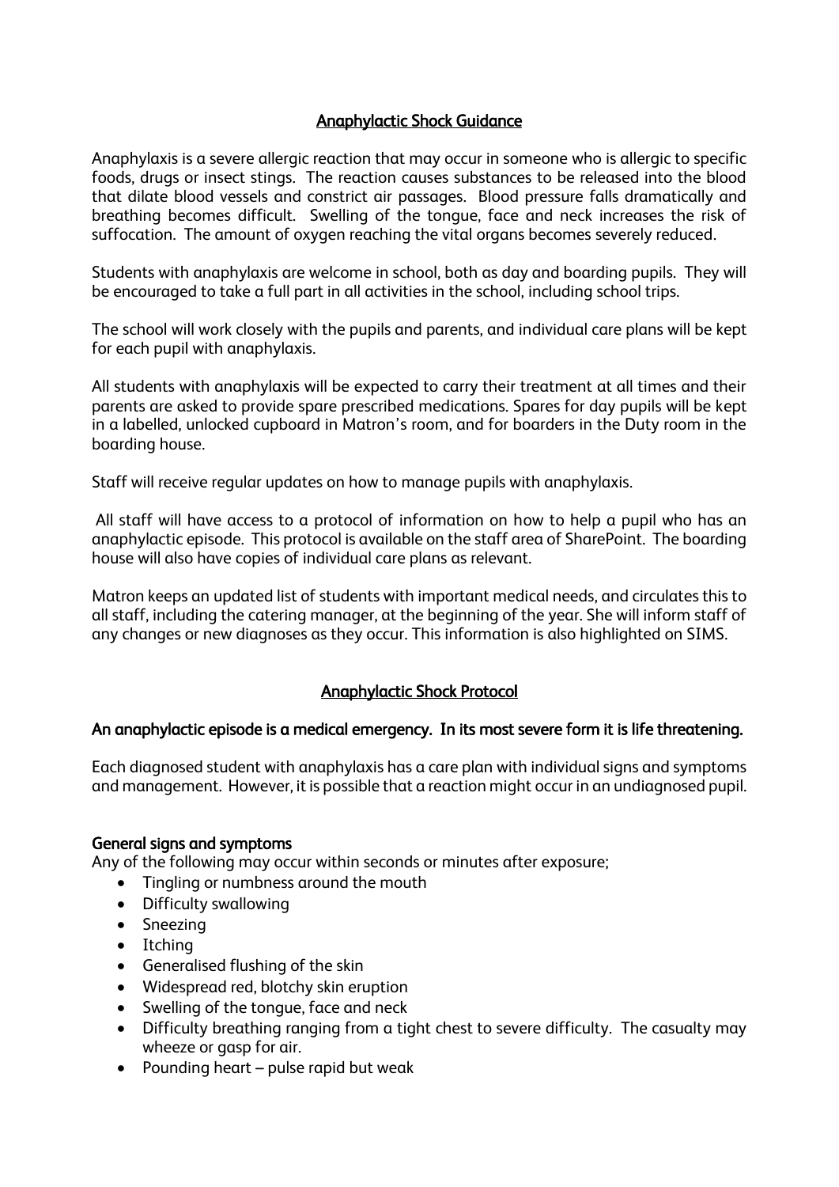## Anaphylactic Shock Guidance

Anaphylaxis is a severe allergic reaction that may occur in someone who is allergic to specific foods, drugs or insect stings. The reaction causes substances to be released into the blood that dilate blood vessels and constrict air passages. Blood pressure falls dramatically and breathing becomes difficult. Swelling of the tongue, face and neck increases the risk of suffocation. The amount of oxygen reaching the vital organs becomes severely reduced.

Students with anaphylaxis are welcome in school, both as day and boarding pupils. They will be encouraged to take a full part in all activities in the school, including school trips.

The school will work closely with the pupils and parents, and individual care plans will be kept for each pupil with anaphylaxis.

All students with anaphylaxis will be expected to carry their treatment at all times and their parents are asked to provide spare prescribed medications. Spares for day pupils will be kept in a labelled, unlocked cupboard in Matron's room, and for boarders in the Duty room in the boarding house.

Staff will receive regular updates on how to manage pupils with anaphylaxis.

All staff will have access to a protocol of information on how to help a pupil who has an anaphylactic episode. This protocol is available on the staff area of SharePoint. The boarding house will also have copies of individual care plans as relevant.

Matron keeps an updated list of students with important medical needs, and circulates this to all staff, including the catering manager, at the beginning of the year. She will inform staff of any changes or new diagnoses as they occur. This information is also highlighted on SIMS.

## Anaphylactic Shock Protocol

**An anaphylactic episode is a medical emergency. In its most severe form it is life threatening.**

Each diagnosed student with anaphylaxis has a care plan with individual signs and symptoms and management. However, it is possible that a reaction might occur in an undiagnosed pupil.

### General signs and symptoms

Any of the following may occur within seconds or minutes after exposure;

- Tingling or numbness around the mouth
- Difficulty swallowing
- Sneezing
- Itching
- Generalised flushing of the skin
- Widespread red, blotchy skin eruption
- Swelling of the tongue, face and neck
- Difficulty breathing ranging from a tight chest to severe difficulty. The casualty may wheeze or gasp for air.
- Pounding heart – pulse rapid but weak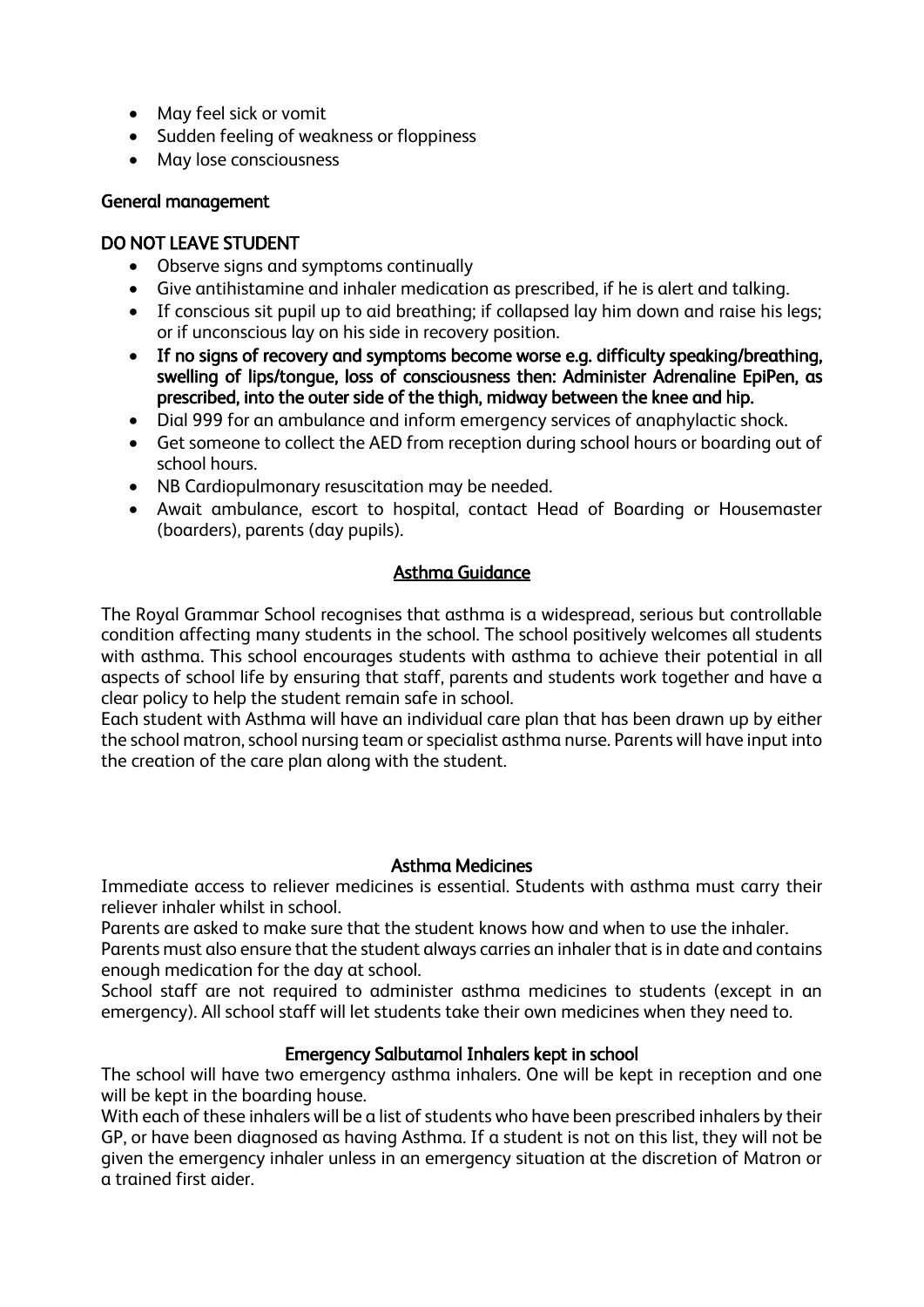- May feel sick or vomit
- Sudden feeling of weakness or floppiness
- May lose consciousness

**General management**

**DO NOT LEAVE STUDENT**

- Observe signs and symptoms continually
- Give antihistamine and inhaler medication as prescribed, if he is alert and talking.
- If conscious sit pupil up to aid breathing; if collapsed lay him down and raise his legs; or if unconscious lay on his side in recovery position.
- **If no signs of recovery and symptoms become worse e.g. difficulty speaking/breathing, swelling of lips/tongue, loss of consciousness then: Administer Adrenaline EpiPen, as prescribed, into the outer side of the thigh, midway between the knee and hip.**
- Dial 999 for an ambulance and inform emergency services of anaphylactic shock.
- Get someone to collect the AED from reception during school hours or boarding out of school hours.
- NB Cardiopulmonary resuscitation may be needed.
- Await ambulance, escort to hospital, contact Head of Boarding or Housemaster (boarders), parents (day pupils).

## Asthma Guidance

The Royal Grammar School recognises that asthma is a widespread, serious but controllable condition affecting many students in the school. The school positively welcomes all students with asthma. This school encourages students with asthma to achieve their potential in all aspects of school life by ensuring that staff, parents and students work together and have a clear policy to help the student remain safe in school.

Each student with Asthma will have an individual care plan that has been drawn up by either the school matron, school nursing team or specialist asthma nurse. Parents will have input into the creation of the care plan along with the student.

### Asthma Medicines

Immediate access to reliever medicines is essential. Students with asthma must carry their reliever inhaler whilst in school.

Parents are asked to make sure that the student knows how and when to use the inhaler.

Parents must also ensure that the student always carries an inhaler that is in date and contains enough medication for the day at school.

School staff are not required to administer asthma medicines to students (except in an emergency). All school staff will let students take their own medicines when they need to.

### Emergency Salbutamol Inhalers kept in school

The school will have two emergency asthma inhalers. One will be kept in reception and one will be kept in the boarding house.

With each of these inhalers will be a list of students who have been prescribed inhalers by their GP, or have been diagnosed as having Asthma. If a student is not on this list, they will not be given the emergency inhaler unless in an emergency situation at the discretion of Matron or a trained first aider.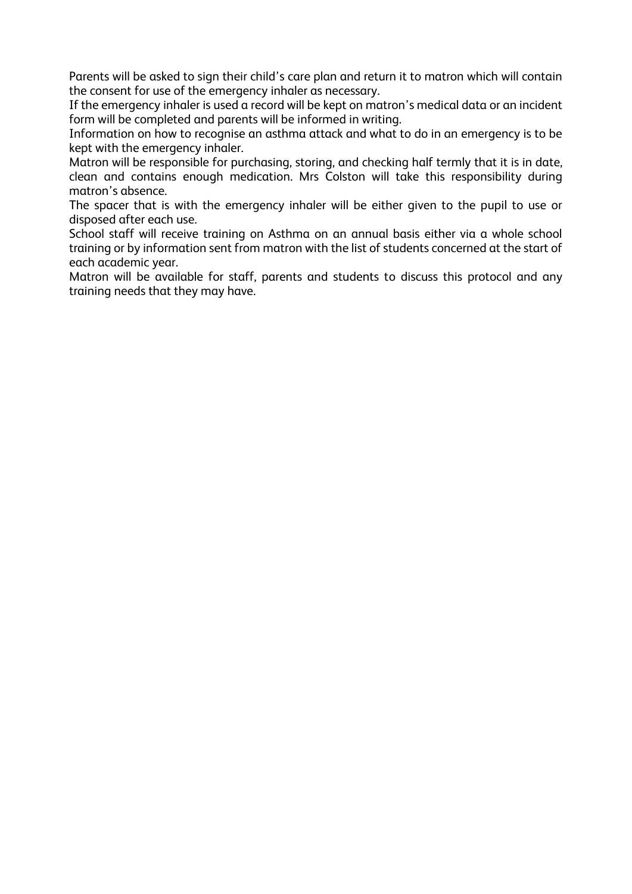Parents will be asked to sign their child's care plan and return it to matron which will contain the consent for use of the emergency inhaler as necessary.

If the emergency inhaler is used a record will be kept on matron's medical data or an incident form will be completed and parents will be informed in writing.

Information on how to recognise an asthma attack and what to do in an emergency is to be kept with the emergency inhaler.

Matron will be responsible for purchasing, storing, and checking half termly that it is in date, clean and contains enough medication. Mrs Colston will take this responsibility during matron's absence.

The spacer that is with the emergency inhaler will be either given to the pupil to use or disposed after each use.

School staff will receive training on Asthma on an annual basis either via a whole school training or by information sent from matron with the list of students concerned at the start of each academic year.

Matron will be available for staff, parents and students to discuss this protocol and any training needs that they may have.